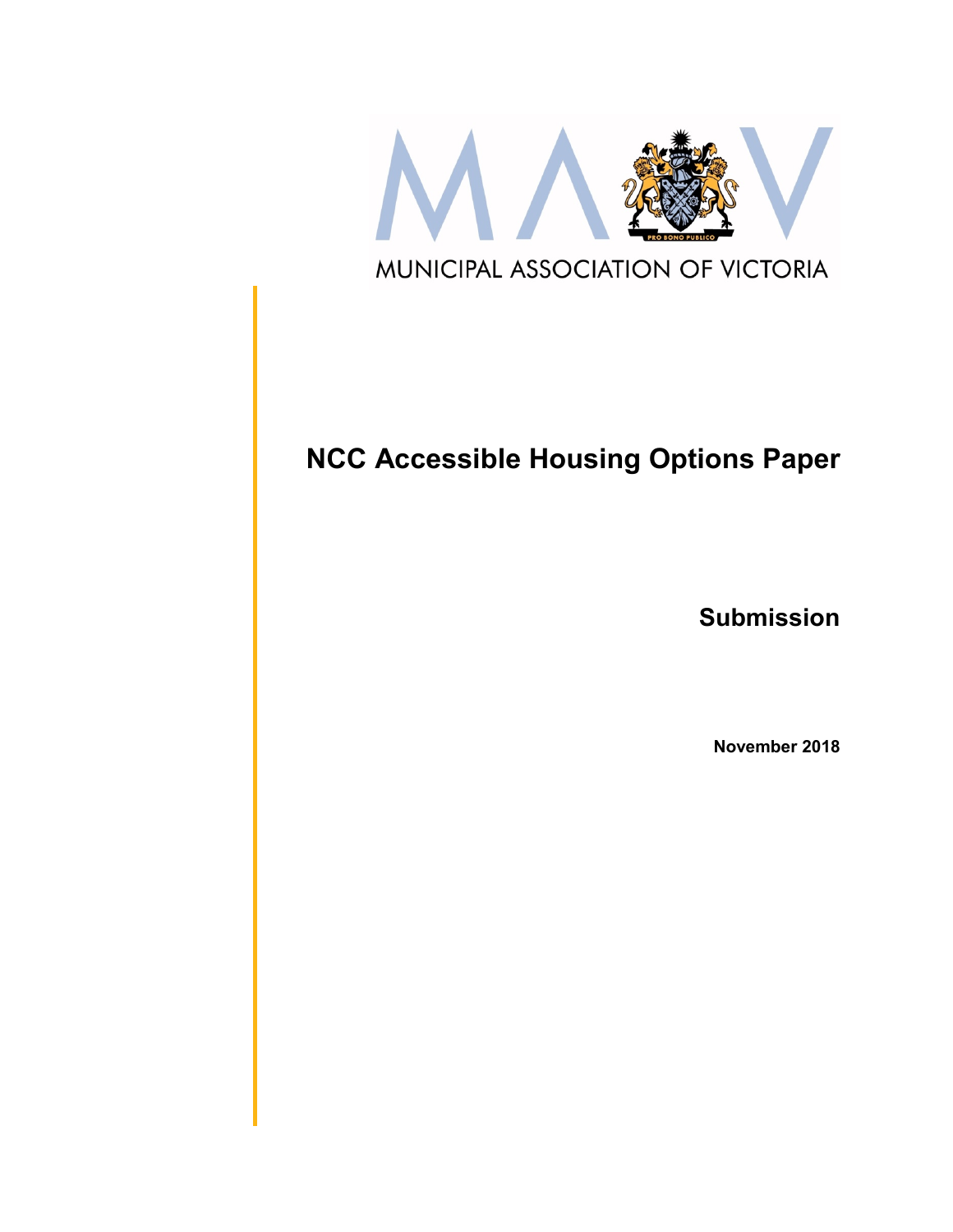MUNICIPAL ASSOCIATION OF VICTORIA

# NCC Accessible Housing Options Paper

## Submission

**November 2018**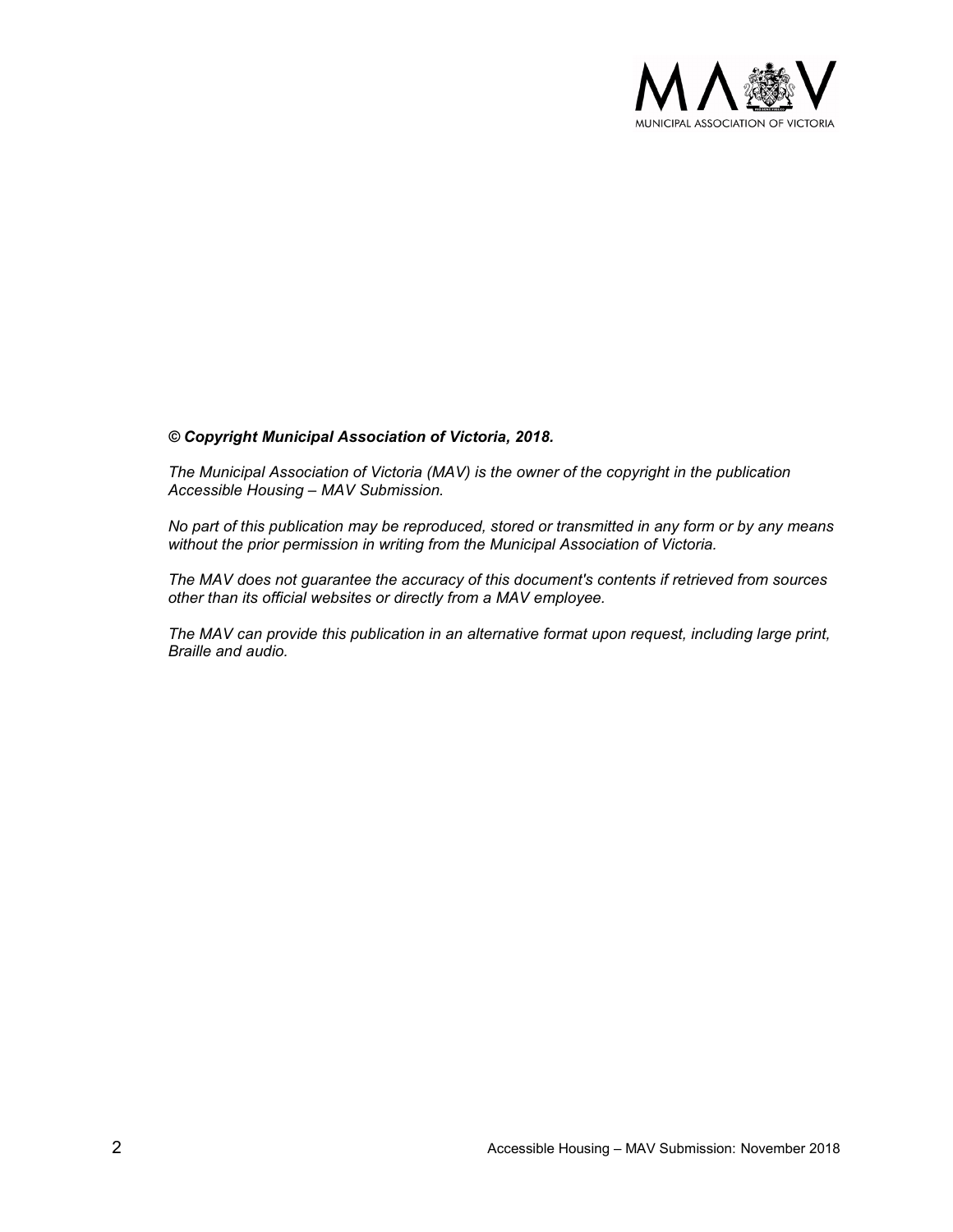***© Copyright Municipal Association of Victoria, 2018.***

*The Municipal Association of Victoria (MAV) is the owner of the copyright in the publication Accessible Housing – MAV Submission.*

*No part of this publication may be reproduced, stored or transmitted in any form or by any means without the prior permission in writing from the Municipal Association of Victoria.*

*The MAV does not guarantee the accuracy of this document's contents if retrieved from sources other than its official websites or directly from a MAV employee.*

*The MAV can provide this publication in an alternative format upon request, including large print, Braille and audio.*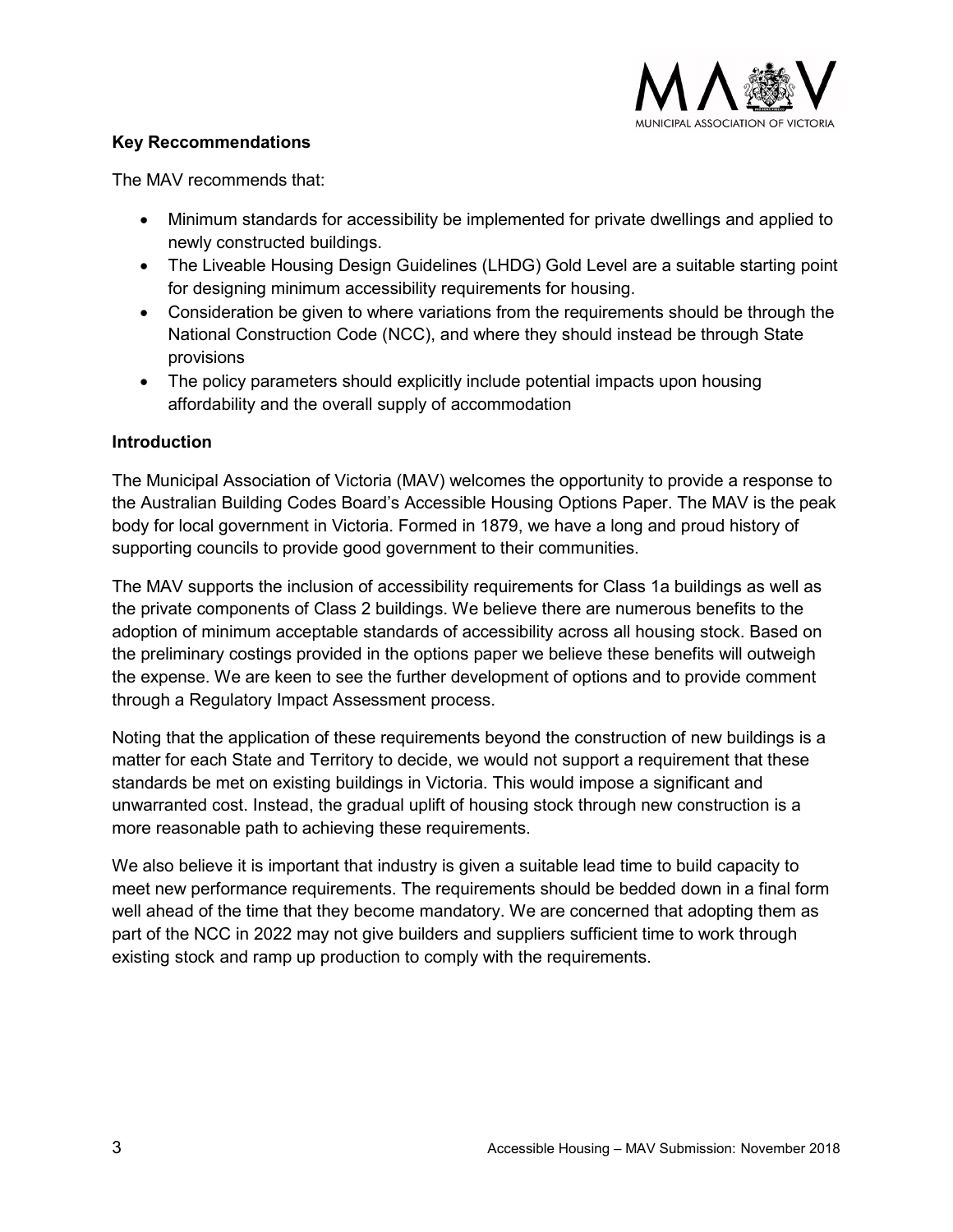## Key Reccommendations

The MAV recommends that:

- Minimum standards for accessibility be implemented for private dwellings and applied to newly constructed buildings.
- The Liveable Housing Design Guidelines (LHDG) Gold Level are a suitable starting point for designing minimum accessibility requirements for housing.
- Consideration be given to where variations from the requirements should be through the National Construction Code (NCC), and where they should instead be through State provisions
- The policy parameters should explicitly include potential impacts upon housing affordability and the overall supply of accommodation

## Introduction

The Municipal Association of Victoria (MAV) welcomes the opportunity to provide a response to the Australian Building Codes Board's Accessible Housing Options Paper. The MAV is the peak body for local government in Victoria. Formed in 1879, we have a long and proud history of supporting councils to provide good government to their communities.

The MAV supports the inclusion of accessibility requirements for Class 1a buildings as well as the private components of Class 2 buildings. We believe there are numerous benefits to the adoption of minimum acceptable standards of accessibility across all housing stock. Based on the preliminary costings provided in the options paper we believe these benefits will outweigh the expense. We are keen to see the further development of options and to provide comment through a Regulatory Impact Assessment process.

Noting that the application of these requirements beyond the construction of new buildings is a matter for each State and Territory to decide, we would not support a requirement that these standards be met on existing buildings in Victoria. This would impose a significant and unwarranted cost. Instead, the gradual uplift of housing stock through new construction is a more reasonable path to achieving these requirements.

We also believe it is important that industry is given a suitable lead time to build capacity to meet new performance requirements. The requirements should be bedded down in a final form well ahead of the time that they become mandatory. We are concerned that adopting them as part of the NCC in 2022 may not give builders and suppliers sufficient time to work through existing stock and ramp up production to comply with the requirements.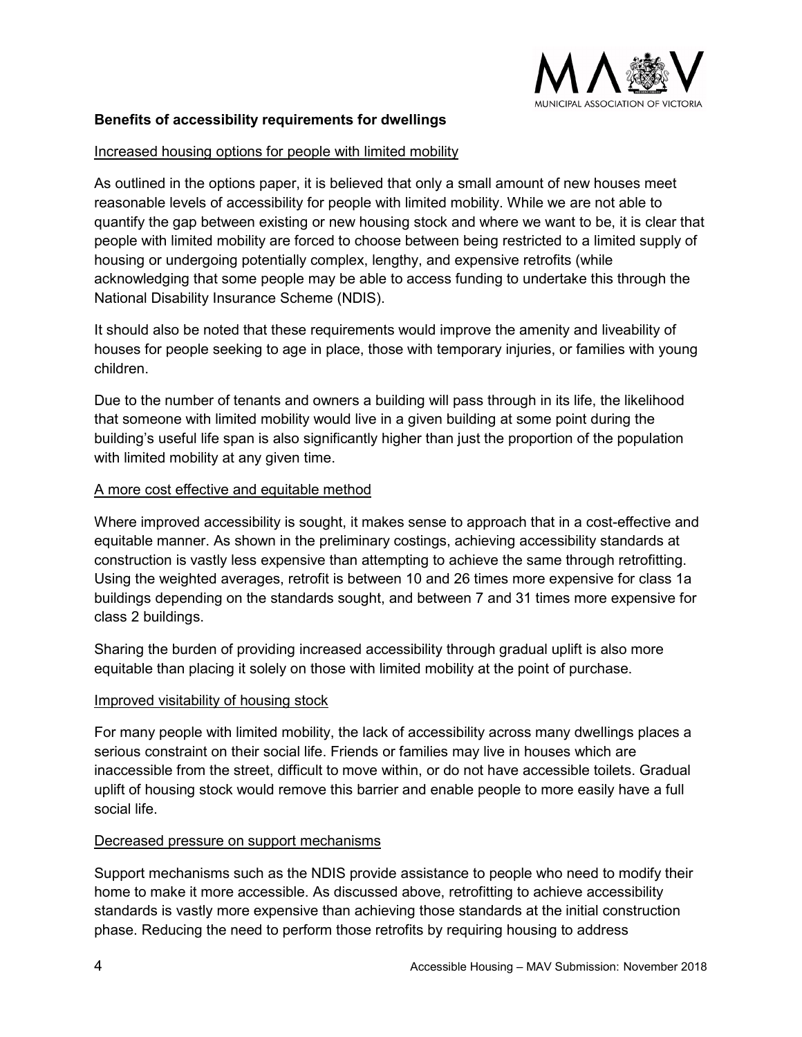## Benefits of accessibility requirements for dwellings

<u>Increased housing options for people with limited mobility</u>

As outlined in the options paper, it is believed that only a small amount of new houses meet reasonable levels of accessibility for people with limited mobility. While we are not able to quantify the gap between existing or new housing stock and where we want to be, it is clear that people with limited mobility are forced to choose between being restricted to a limited supply of housing or undergoing potentially complex, lengthy, and expensive retrofits (while acknowledging that some people may be able to access funding to undertake this through the National Disability Insurance Scheme (NDIS).

It should also be noted that these requirements would improve the amenity and liveability of houses for people seeking to age in place, those with temporary injuries, or families with young children.

Due to the number of tenants and owners a building will pass through in its life, the likelihood that someone with limited mobility would live in a given building at some point during the building's useful life span is also significantly higher than just the proportion of the population with limited mobility at any given time.

<u>A more cost effective and equitable method</u>

Where improved accessibility is sought, it makes sense to approach that in a cost-effective and equitable manner. As shown in the preliminary costings, achieving accessibility standards at construction is vastly less expensive than attempting to achieve the same through retrofitting. Using the weighted averages, retrofit is between 10 and 26 times more expensive for class 1a buildings depending on the standards sought, and between 7 and 31 times more expensive for class 2 buildings.

Sharing the burden of providing increased accessibility through gradual uplift is also more equitable than placing it solely on those with limited mobility at the point of purchase.

<u>Improved visitability of housing stock</u>

For many people with limited mobility, the lack of accessibility across many dwellings places a serious constraint on their social life. Friends or families may live in houses which are inaccessible from the street, difficult to move within, or do not have accessible toilets. Gradual uplift of housing stock would remove this barrier and enable people to more easily have a full social life.

<u>Decreased pressure on support mechanisms</u>

Support mechanisms such as the NDIS provide assistance to people who need to modify their home to make it more accessible. As discussed above, retrofitting to achieve accessibility standards is vastly more expensive than achieving those standards at the initial construction phase. Reducing the need to perform those retrofits by requiring housing to address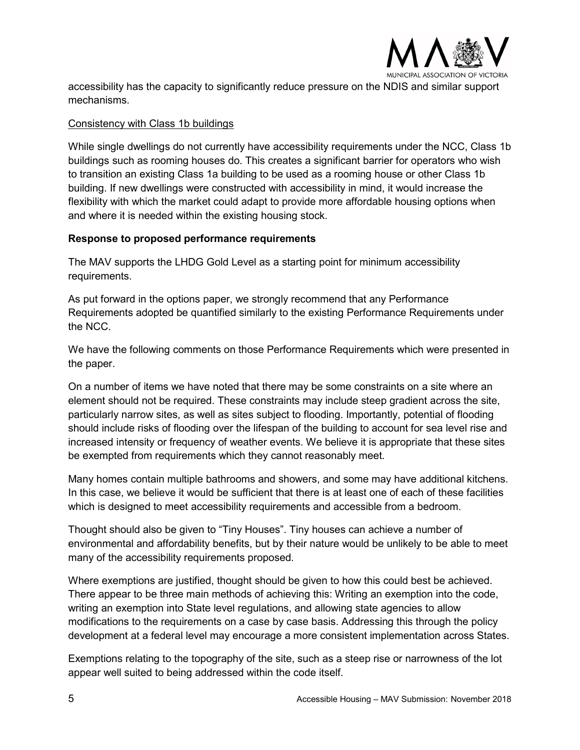accessibility has the capacity to significantly reduce pressure on the NDIS and similar support mechanisms.

<u>Consistency with Class 1b buildings</u>

While single dwellings do not currently have accessibility requirements under the NCC, Class 1b buildings such as rooming houses do. This creates a significant barrier for operators who wish to transition an existing Class 1a building to be used as a rooming house or other Class 1b building. If new dwellings were constructed with accessibility in mind, it would increase the flexibility with which the market could adapt to provide more affordable housing options when and where it is needed within the existing housing stock.

**Response to proposed performance requirements**

The MAV supports the LHDG Gold Level as a starting point for minimum accessibility requirements.

As put forward in the options paper, we strongly recommend that any Performance Requirements adopted be quantified similarly to the existing Performance Requirements under the NCC.

We have the following comments on those Performance Requirements which were presented in the paper.

On a number of items we have noted that there may be some constraints on a site where an element should not be required. These constraints may include steep gradient across the site, particularly narrow sites, as well as sites subject to flooding. Importantly, potential of flooding should include risks of flooding over the lifespan of the building to account for sea level rise and increased intensity or frequency of weather events. We believe it is appropriate that these sites be exempted from requirements which they cannot reasonably meet.

Many homes contain multiple bathrooms and showers, and some may have additional kitchens. In this case, we believe it would be sufficient that there is at least one of each of these facilities which is designed to meet accessibility requirements and accessible from a bedroom.

Thought should also be given to "Tiny Houses". Tiny houses can achieve a number of environmental and affordability benefits, but by their nature would be unlikely to be able to meet many of the accessibility requirements proposed.

Where exemptions are justified, thought should be given to how this could best be achieved. There appear to be three main methods of achieving this: Writing an exemption into the code, writing an exemption into State level regulations, and allowing state agencies to allow modifications to the requirements on a case by case basis. Addressing this through the policy development at a federal level may encourage a more consistent implementation across States.

Exemptions relating to the topography of the site, such as a steep rise or narrowness of the lot appear well suited to being addressed within the code itself.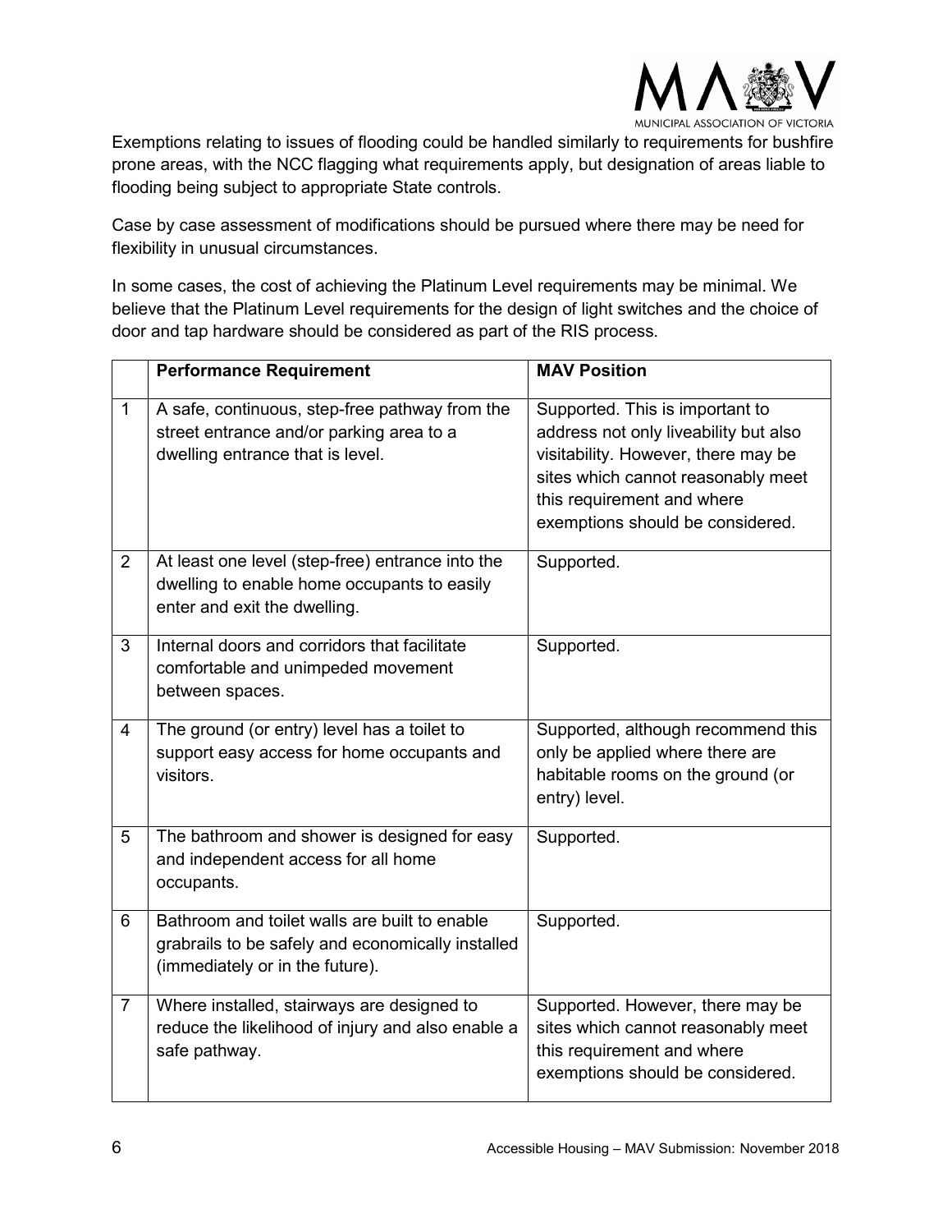Exemptions relating to issues of flooding could be handled similarly to requirements for bushfire prone areas, with the NCC flagging what requirements apply, but designation of areas liable to flooding being subject to appropriate State controls.

Case by case assessment of modifications should be pursued where there may be need for flexibility in unusual circumstances.

In some cases, the cost of achieving the Platinum Level requirements may be minimal. We believe that the Platinum Level requirements for the design of light switches and the choice of door and tap hardware should be considered as part of the RIS process.

| | **Performance Requirement** | **MAV Position** |
|---|---|---|
| 1 | A safe, continuous, step-free pathway from the street entrance and/or parking area to a dwelling entrance that is level. | Supported. This is important to address not only liveability but also visitability. However, there may be sites which cannot reasonably meet this requirement and where exemptions should be considered. |
| 2 | At least one level (step-free) entrance into the dwelling to enable home occupants to easily enter and exit the dwelling. | Supported. |
| 3 | Internal doors and corridors that facilitate comfortable and unimpeded movement between spaces. | Supported. |
| 4 | The ground (or entry) level has a toilet to support easy access for home occupants and visitors. | Supported, although recommend this only be applied where there are habitable rooms on the ground (or entry) level. |
| 5 | The bathroom and shower is designed for easy and independent access for all home occupants. | Supported. |
| 6 | Bathroom and toilet walls are built to enable grabrails to be safely and economically installed (immediately or in the future). | Supported. |
| 7 | Where installed, stairways are designed to reduce the likelihood of injury and also enable a safe pathway. | Supported. However, there may be sites which cannot reasonably meet this requirement and where exemptions should be considered. |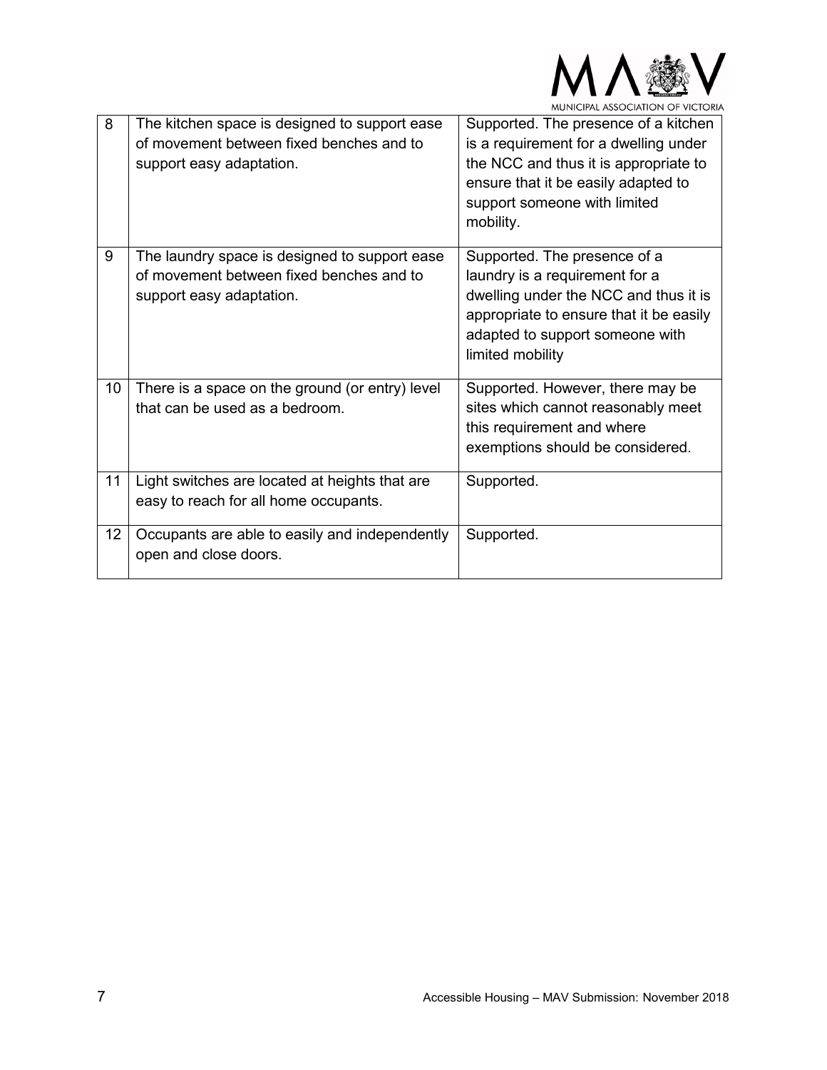| | | |
|---|---|---|
| 8 | The kitchen space is designed to support ease of movement between fixed benches and to support easy adaptation. | Supported. The presence of a kitchen is a requirement for a dwelling under the NCC and thus it is appropriate to ensure that it be easily adapted to support someone with limited mobility. |
| 9 | The laundry space is designed to support ease of movement between fixed benches and to support easy adaptation. | Supported. The presence of a laundry is a requirement for a dwelling under the NCC and thus it is appropriate to ensure that it be easily adapted to support someone with limited mobility |
| 10 | There is a space on the ground (or entry) level that can be used as a bedroom. | Supported. However, there may be sites which cannot reasonably meet this requirement and where exemptions should be considered. |
| 11 | Light switches are located at heights that are easy to reach for all home occupants. | Supported. |
| 12 | Occupants are able to easily and independently open and close doors. | Supported. |